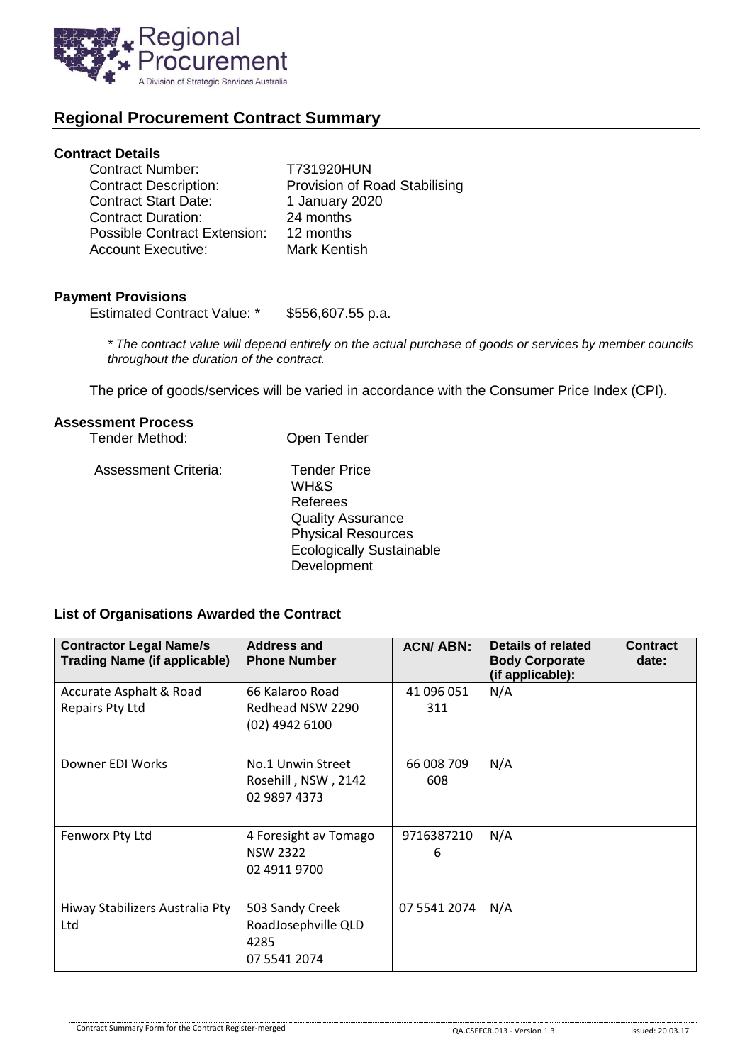Regional Procurement
A Division of Strategic Services Australia

## Regional Procurement Contract Summary

### Contract Details

Contract Number: T731920HUN
Contract Description: Provision of Road Stabilising
Contract Start Date: 1 January 2020
Contract Duration: 24 months
Possible Contract Extension: 12 months
Account Executive: Mark Kentish

### Payment Provisions

Estimated Contract Value: * $556,607.55 p.a.

*\* The contract value will depend entirely on the actual purchase of goods or services by member councils throughout the duration of the contract.*

The price of goods/services will be varied in accordance with the Consumer Price Index (CPI).

### Assessment Process

Tender Method: Open Tender

Assessment Criteria:
- Tender Price
- WH&S
- Referees
- Quality Assurance
- Physical Resources
- Ecologically Sustainable Development

### List of Organisations Awarded the Contract

| Contractor Legal Name/s Trading Name (if applicable) | Address and Phone Number | ACN/ ABN: | Details of related Body Corporate (if applicable): | Contract date: |
|---|---|---|---|---|
| Accurate Asphalt & Road Repairs Pty Ltd | 66 Kalaroo Road Redhead NSW 2290 (02) 4942 6100 | 41 096 051 311 | N/A | |
| Downer EDI Works | No.1 Unwin Street Rosehill , NSW , 2142 02 9897 4373 | 66 008 709 608 | N/A | |
| Fenworx Pty Ltd | 4 Foresight av Tomago NSW 2322 02 4911 9700 | 97163872106 | N/A | |
| Hiway Stabilizers Australia Pty Ltd | 503 Sandy Creek RoadJosephville QLD 4285 07 5541 2074 | 07 5541 2074 | N/A | |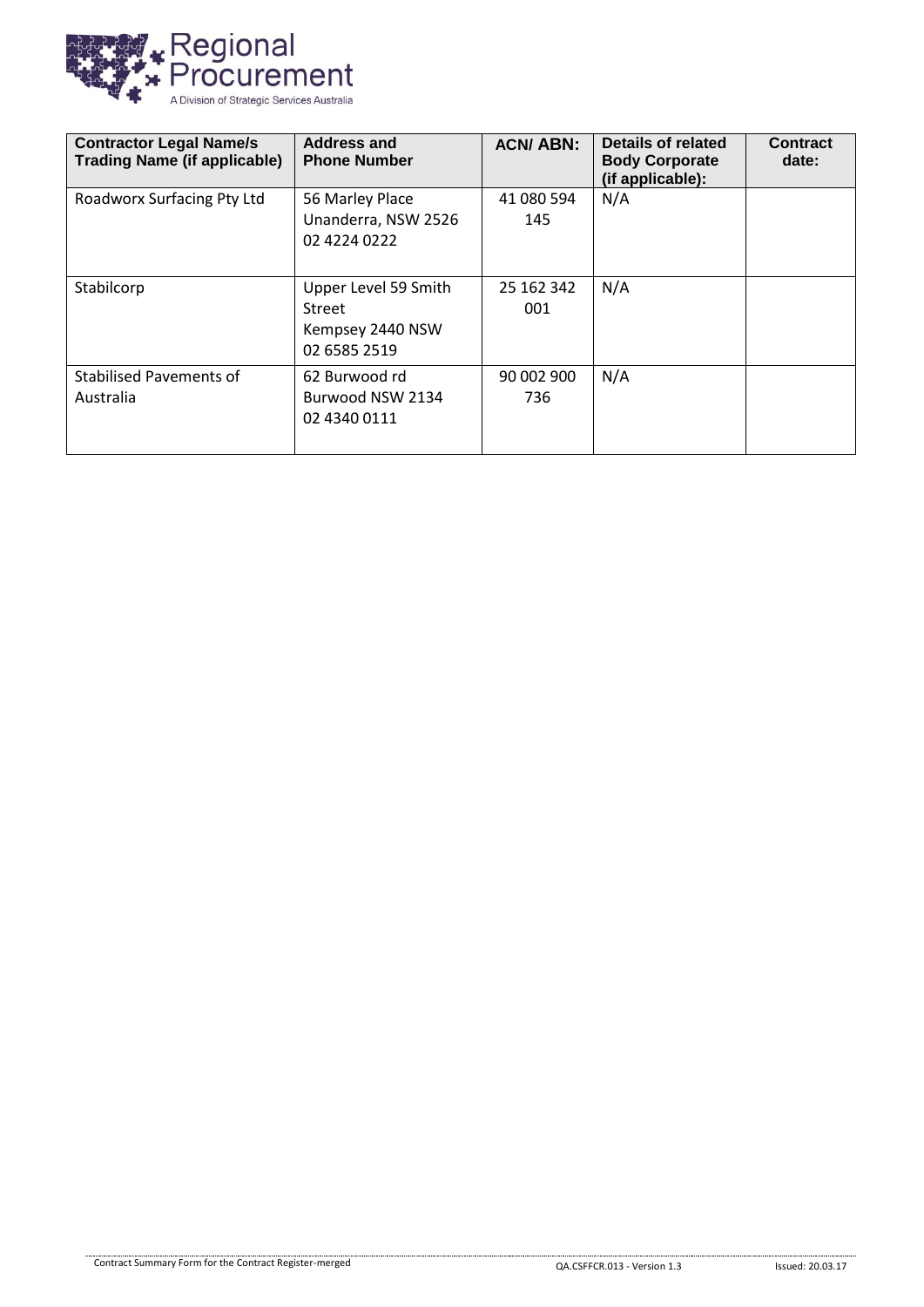| Contractor Legal Name/s Trading Name (if applicable) | Address and Phone Number | ACN/ ABN: | Details of related Body Corporate (if applicable): | Contract date: |
| --- | --- | --- | --- | --- |
| Roadworx Surfacing Pty Ltd | 56 Marley Place<br>Unanderra, NSW 2526<br>02 4224 0222 | 41 080 594 145 | N/A | |
| Stabilcorp | Upper Level 59 Smith Street<br>Kempsey 2440 NSW<br>02 6585 2519 | 25 162 342 001 | N/A | |
| Stabilised Pavements of Australia | 62 Burwood rd<br>Burwood NSW 2134<br>02 4340 0111 | 90 002 900 736 | N/A | |